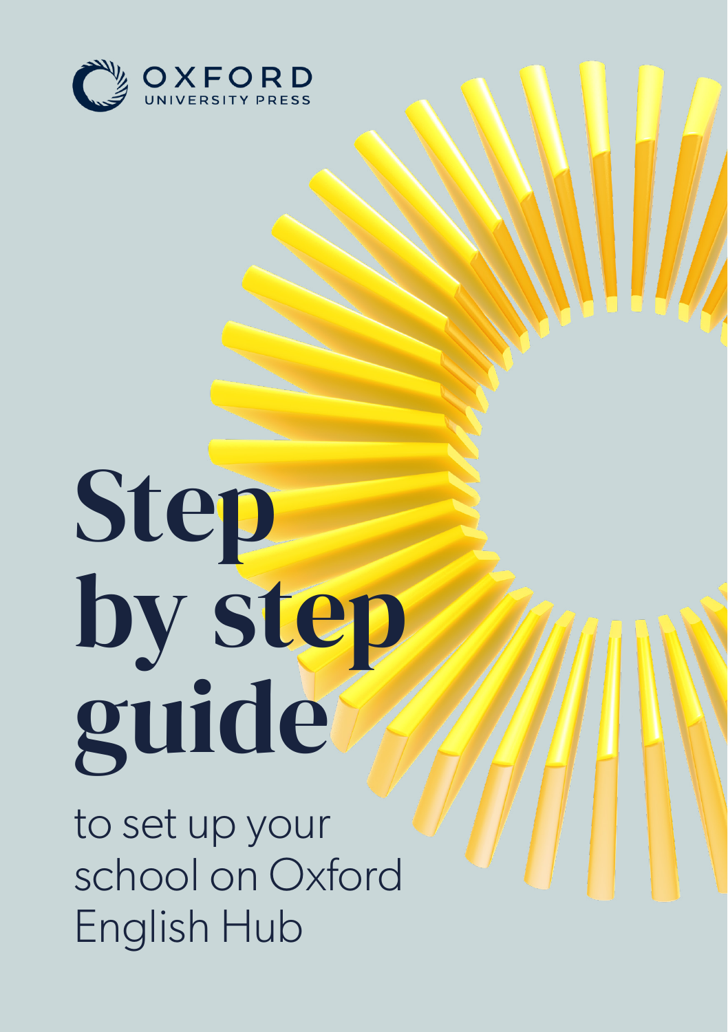OXFORD UNIVERSITY PRESS

# Step by step guide

to set up your school on Oxford English Hub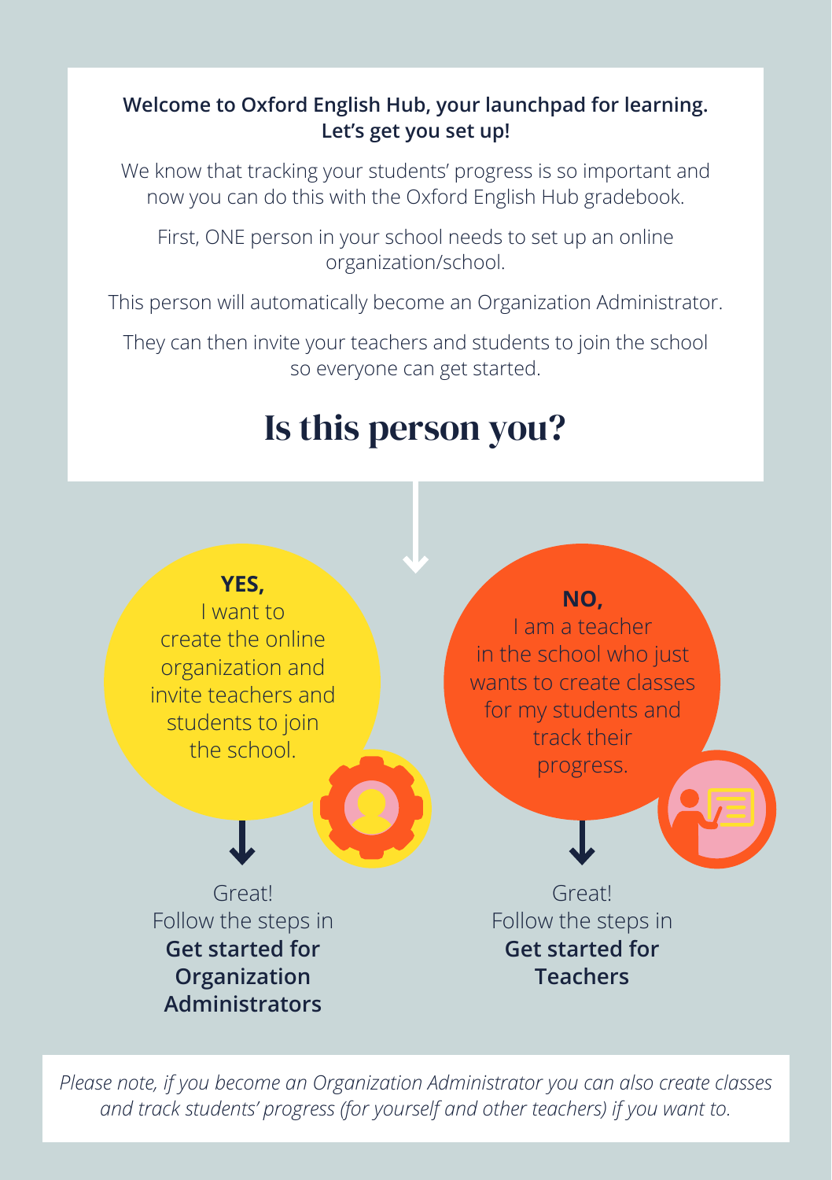**Welcome to Oxford English Hub, your launchpad for learning. Let's get you set up!**

We know that tracking your students' progress is so important and now you can do this with the Oxford English Hub gradebook.

First, ONE person in your school needs to set up an online organization/school.

This person will automatically become an Organization Administrator.

They can then invite your teachers and students to join the school so everyone can get started.

# Is this person you?

**YES,** I want to create the online organization and invite teachers and students to join the school.

Great! Follow the steps in **Get started for Organization Administrators**

**NO,** I am a teacher in the school who just wants to create classes for my students and track their progress.

Great! Follow the steps in **Get started for Teachers**

*Please note, if you become an Organization Administrator you can also create classes and track students' progress (for yourself and other teachers) if you want to.*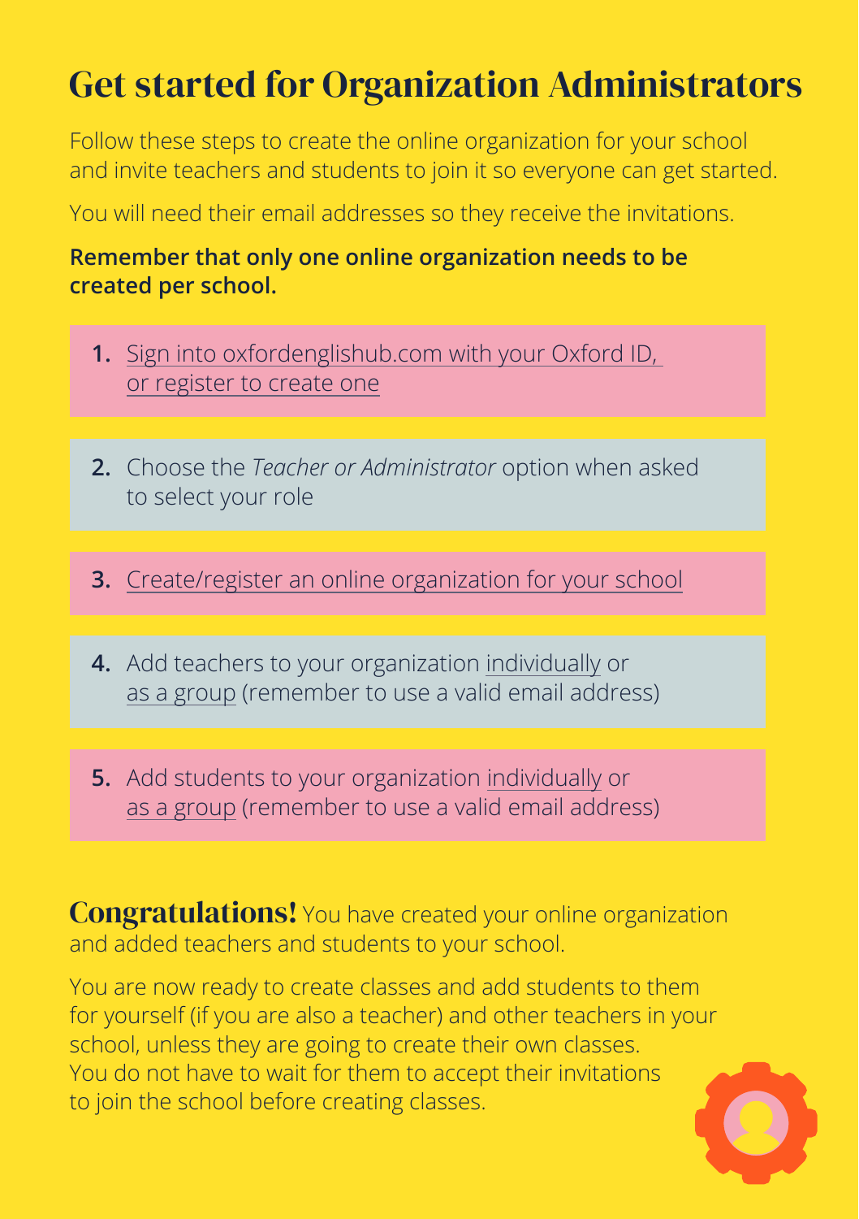# Get started for Organization Administrators

Follow these steps to create the online organization for your school and invite teachers and students to join it so everyone can get started.

You will need their email addresses so they receive the invitations.

**Remember that only one online organization needs to be created per school.**

1. Sign into oxfordenglishhub.com with your Oxford ID, or register to create one
2. Choose the *Teacher or Administrator* option when asked to select your role
3. Create/register an online organization for your school
4. Add teachers to your organization individually or as a group (remember to use a valid email address)
5. Add students to your organization individually or as a group (remember to use a valid email address)

**Congratulations!** You have created your online organization and added teachers and students to your school.

You are now ready to create classes and add students to them for yourself (if you are also a teacher) and other teachers in your school, unless they are going to create their own classes. You do not have to wait for them to accept their invitations to join the school before creating classes.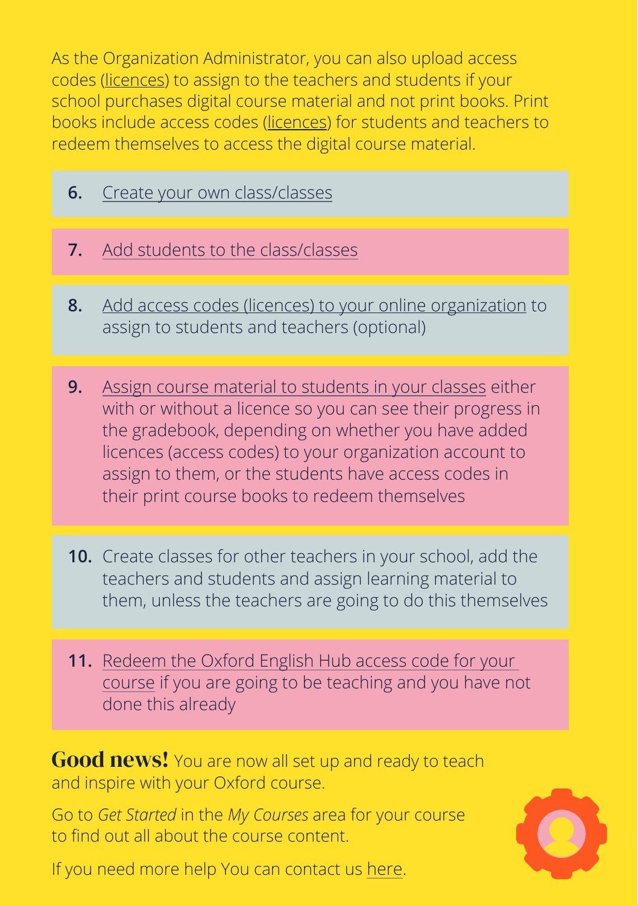As the Organization Administrator, you can also upload access codes (licences) to assign to the teachers and students if your school purchases digital course material and not print books. Print books include access codes (licences) for students and teachers to redeem themselves to access the digital course material.

6. Create your own class/classes

7. Add students to the class/classes

8. Add access codes (licences) to your online organization to assign to students and teachers (optional)

9. Assign course material to students in your classes either with or without a licence so you can see their progress in the gradebook, depending on whether you have added licences (access codes) to your organization account to assign to them, or the students have access codes in their print course books to redeem themselves

10. Create classes for other teachers in your school, add the teachers and students and assign learning material to them, unless the teachers are going to do this themselves

11. Redeem the Oxford English Hub access code for your course if you are going to be teaching and you have not done this already

**Good news!** You are now all set up and ready to teach and inspire with your Oxford course.

Go to *Get Started* in the *My Courses* area for your course to find out all about the course content.

If you need more help You can contact us here.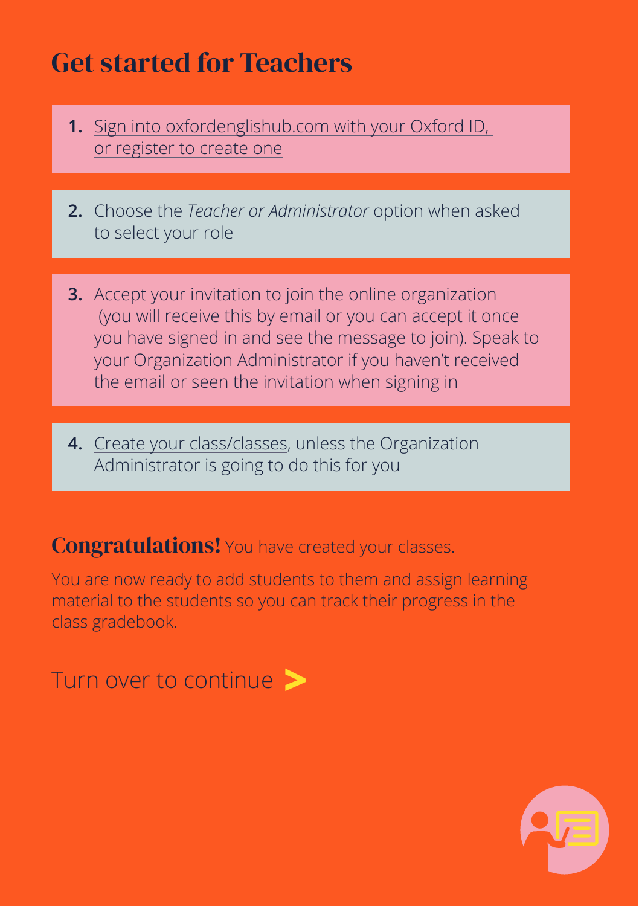# Get started for Teachers

1. Sign into oxfordenglishhub.com with your Oxford ID, or register to create one
2. Choose the *Teacher or Administrator* option when asked to select your role
3. Accept your invitation to join the online organization (you will receive this by email or you can accept it once you have signed in and see the message to join). Speak to your Organization Administrator if you haven't received the email or seen the invitation when signing in
4. Create your class/classes, unless the Organization Administrator is going to do this for you

**Congratulations!** You have created your classes.

You are now ready to add students to them and assign learning material to the students so you can track their progress in the class gradebook.

Turn over to continue >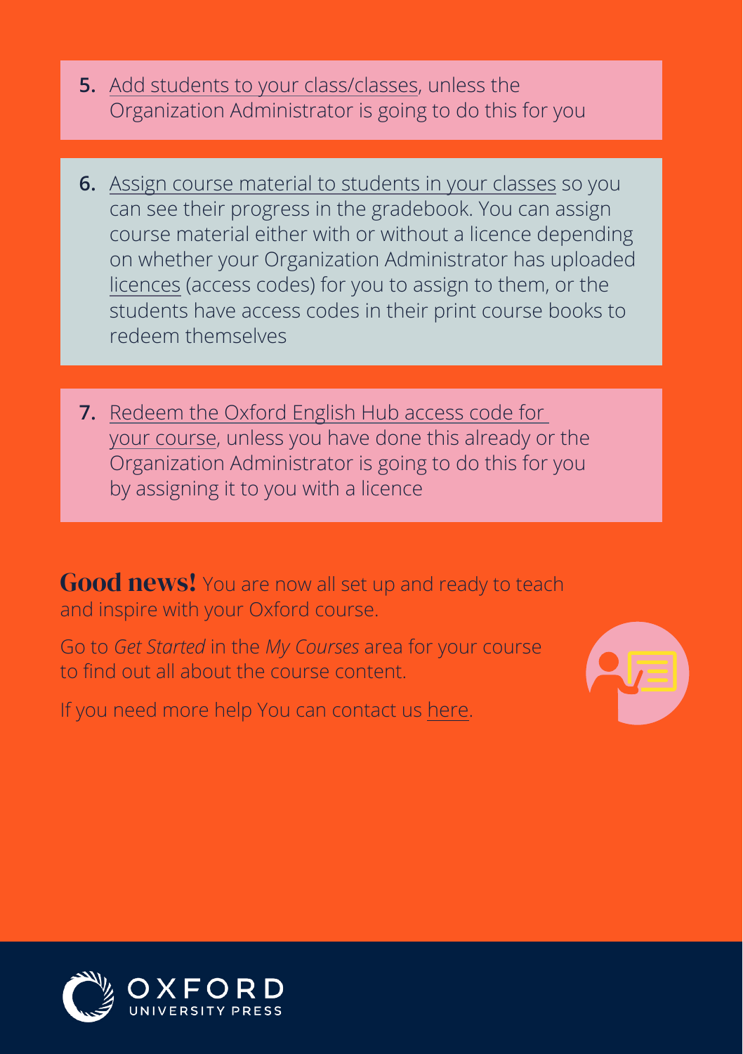5. Add students to your class/classes, unless the Organization Administrator is going to do this for you

6. Assign course material to students in your classes so you can see their progress in the gradebook. You can assign course material either with or without a licence depending on whether your Organization Administrator has uploaded licences (access codes) for you to assign to them, or the students have access codes in their print course books to redeem themselves

7. Redeem the Oxford English Hub access code for your course, unless you have done this already or the Organization Administrator is going to do this for you by assigning it to you with a licence

**Good news!** You are now all set up and ready to teach and inspire with your Oxford course.

Go to *Get Started* in the *My Courses* area for your course to find out all about the course content.

If you need more help You can contact us here.

OXFORD
UNIVERSITY PRESS